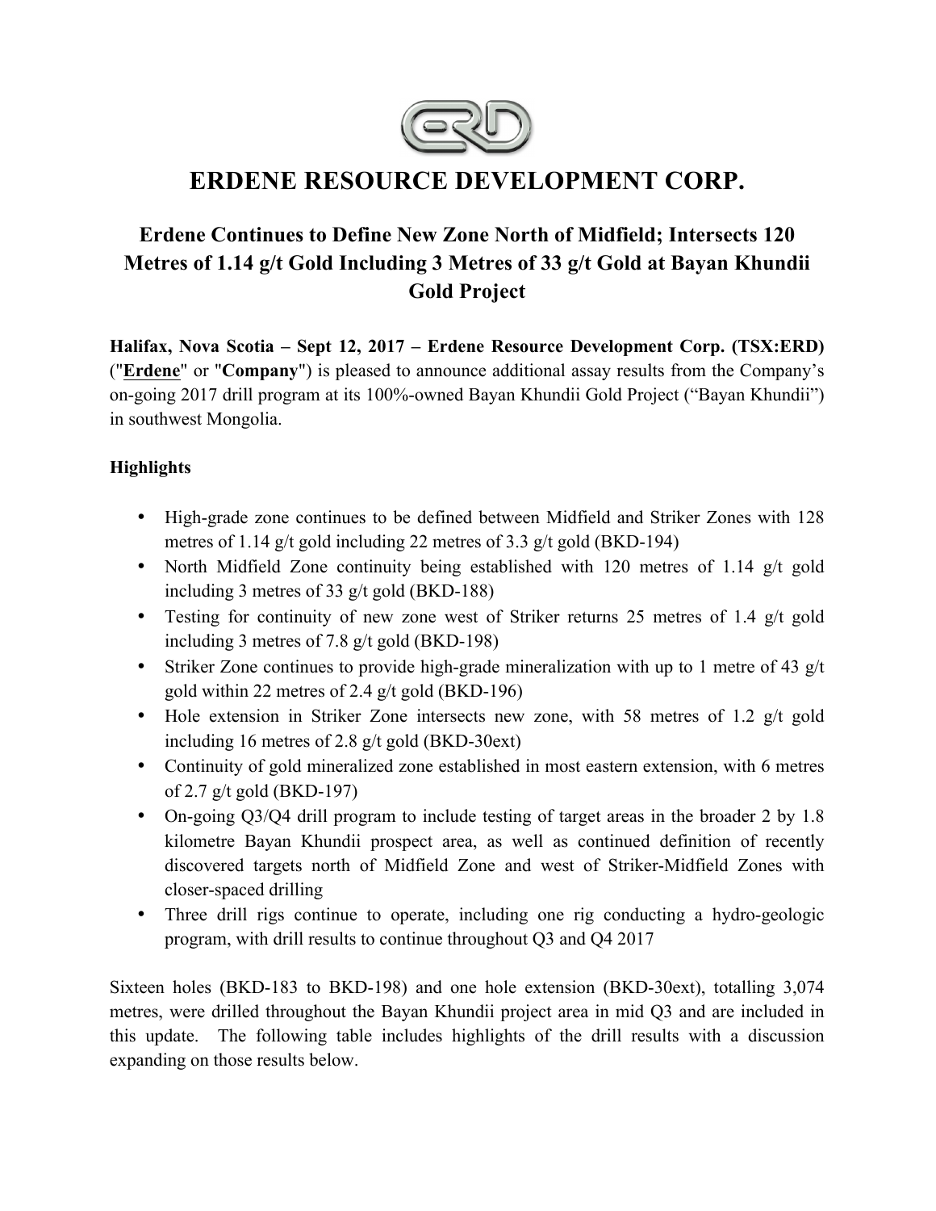# ERDENE RESOURCE DEVELOPMENT CORP.

## Erdene Continues to Define New Zone North of Midfield; Intersects 120 Metres of 1.14 g/t Gold Including 3 Metres of 33 g/t Gold at Bayan Khundii Gold Project

**Halifax, Nova Scotia – Sept 12, 2017 – Erdene Resource Development Corp. (TSX:ERD)** ("**Erdene**" or "**Company**") is pleased to announce additional assay results from the Company's on-going 2017 drill program at its 100%-owned Bayan Khundii Gold Project ("Bayan Khundii") in southwest Mongolia.

**Highlights**

- High-grade zone continues to be defined between Midfield and Striker Zones with 128 metres of 1.14 g/t gold including 22 metres of 3.3 g/t gold (BKD-194)
- North Midfield Zone continuity being established with 120 metres of 1.14 g/t gold including 3 metres of 33 g/t gold (BKD-188)
- Testing for continuity of new zone west of Striker returns 25 metres of 1.4 g/t gold including 3 metres of 7.8 g/t gold (BKD-198)
- Striker Zone continues to provide high-grade mineralization with up to 1 metre of 43 g/t gold within 22 metres of 2.4 g/t gold (BKD-196)
- Hole extension in Striker Zone intersects new zone, with 58 metres of 1.2 g/t gold including 16 metres of 2.8 g/t gold (BKD-30ext)
- Continuity of gold mineralized zone established in most eastern extension, with 6 metres of 2.7 g/t gold (BKD-197)
- On-going Q3/Q4 drill program to include testing of target areas in the broader 2 by 1.8 kilometre Bayan Khundii prospect area, as well as continued definition of recently discovered targets north of Midfield Zone and west of Striker-Midfield Zones with closer-spaced drilling
- Three drill rigs continue to operate, including one rig conducting a hydro-geologic program, with drill results to continue throughout Q3 and Q4 2017

Sixteen holes (BKD-183 to BKD-198) and one hole extension (BKD-30ext), totalling 3,074 metres, were drilled throughout the Bayan Khundii project area in mid Q3 and are included in this update. The following table includes highlights of the drill results with a discussion expanding on those results below.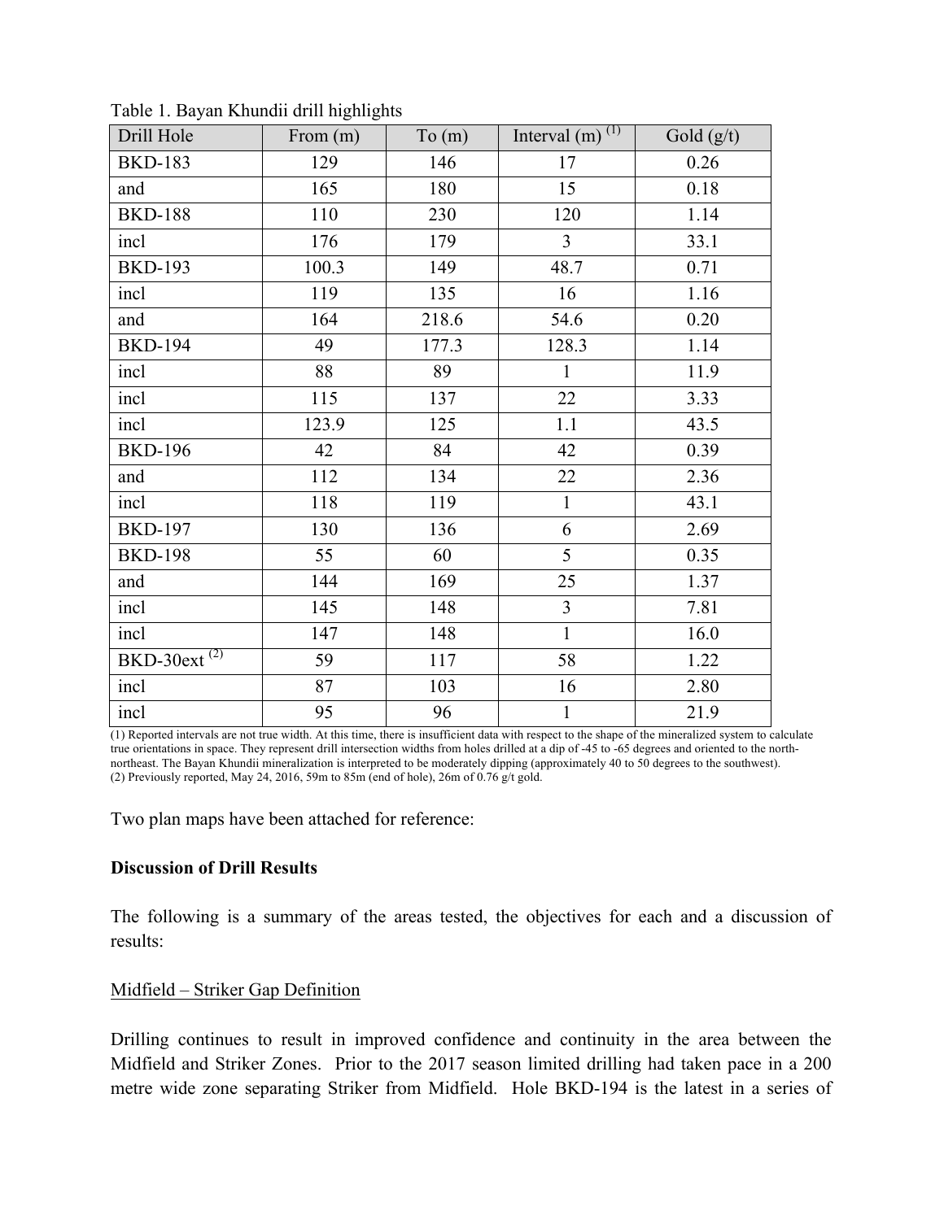Table 1. Bayan Khundii drill highlights

| Drill Hole | From (m) | To (m) | Interval (m) [1] | Gold (g/t) |
|---|---|---|---|---|
| BKD-183 | 129 | 146 | 17 | 0.26 |
| and | 165 | 180 | 15 | 0.18 |
| BKD-188 | 110 | 230 | 120 | 1.14 |
| incl | 176 | 179 | 3 | 33.1 |
| BKD-193 | 100.3 | 149 | 48.7 | 0.71 |
| incl | 119 | 135 | 16 | 1.16 |
| and | 164 | 218.6 | 54.6 | 0.20 |
| BKD-194 | 49 | 177.3 | 128.3 | 1.14 |
| incl | 88 | 89 | 1 | 11.9 |
| incl | 115 | 137 | 22 | 3.33 |
| incl | 123.9 | 125 | 1.1 | 43.5 |
| BKD-196 | 42 | 84 | 42 | 0.39 |
| and | 112 | 134 | 22 | 2.36 |
| incl | 118 | 119 | 1 | 43.1 |
| BKD-197 | 130 | 136 | 6 | 2.69 |
| BKD-198 | 55 | 60 | 5 | 0.35 |
| and | 144 | 169 | 25 | 1.37 |
| incl | 145 | 148 | 3 | 7.81 |
| incl | 147 | 148 | 1 | 16.0 |
| BKD-30ext [2] | 59 | 117 | 58 | 1.22 |
| incl | 87 | 103 | 16 | 2.80 |
| incl | 95 | 96 | 1 | 21.9 |

(1) Reported intervals are not true width. At this time, there is insufficient data with respect to the shape of the mineralized system to calculate true orientations in space. They represent drill intersection widths from holes drilled at a dip of -45 to -65 degrees and oriented to the north-northeast. The Bayan Khundii mineralization is interpreted to be moderately dipping (approximately 40 to 50 degrees to the southwest).
(2) Previously reported, May 24, 2016, 59m to 85m (end of hole), 26m of 0.76 g/t gold.

Two plan maps have been attached for reference:

**Discussion of Drill Results**

The following is a summary of the areas tested, the objectives for each and a discussion of results:

Midfield – Striker Gap Definition

Drilling continues to result in improved confidence and continuity in the area between the Midfield and Striker Zones. Prior to the 2017 season limited drilling had taken pace in a 200 metre wide zone separating Striker from Midfield. Hole BKD-194 is the latest in a series of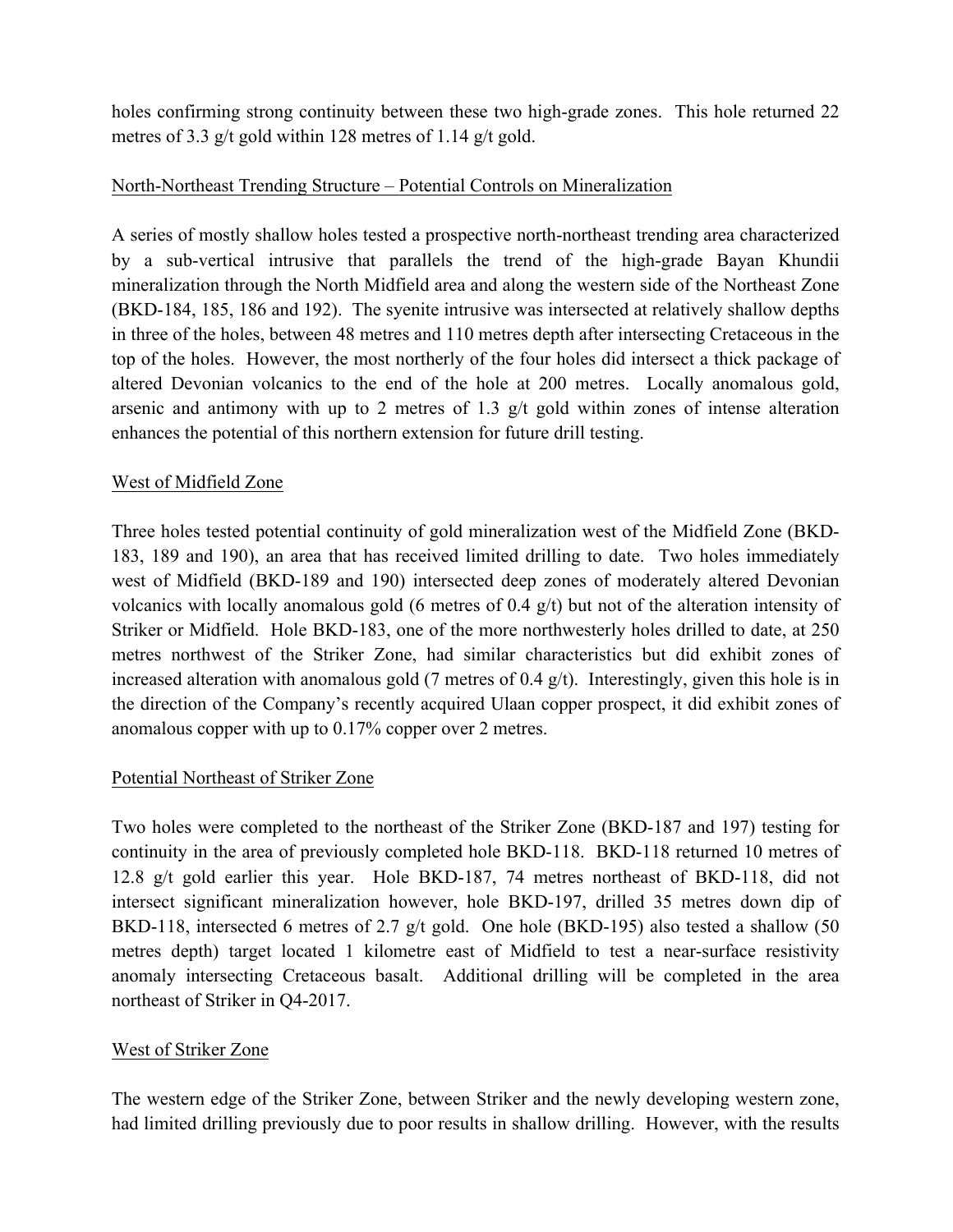holes confirming strong continuity between these two high-grade zones. This hole returned 22 metres of 3.3 g/t gold within 128 metres of 1.14 g/t gold.

## North-Northeast Trending Structure – Potential Controls on Mineralization

A series of mostly shallow holes tested a prospective north-northeast trending area characterized by a sub-vertical intrusive that parallels the trend of the high-grade Bayan Khundii mineralization through the North Midfield area and along the western side of the Northeast Zone (BKD-184, 185, 186 and 192). The syenite intrusive was intersected at relatively shallow depths in three of the holes, between 48 metres and 110 metres depth after intersecting Cretaceous in the top of the holes. However, the most northerly of the four holes did intersect a thick package of altered Devonian volcanics to the end of the hole at 200 metres. Locally anomalous gold, arsenic and antimony with up to 2 metres of 1.3 g/t gold within zones of intense alteration enhances the potential of this northern extension for future drill testing.

## West of Midfield Zone

Three holes tested potential continuity of gold mineralization west of the Midfield Zone (BKD-183, 189 and 190), an area that has received limited drilling to date. Two holes immediately west of Midfield (BKD-189 and 190) intersected deep zones of moderately altered Devonian volcanics with locally anomalous gold (6 metres of 0.4 g/t) but not of the alteration intensity of Striker or Midfield. Hole BKD-183, one of the more northwesterly holes drilled to date, at 250 metres northwest of the Striker Zone, had similar characteristics but did exhibit zones of increased alteration with anomalous gold (7 metres of 0.4 g/t). Interestingly, given this hole is in the direction of the Company's recently acquired Ulaan copper prospect, it did exhibit zones of anomalous copper with up to 0.17% copper over 2 metres.

## Potential Northeast of Striker Zone

Two holes were completed to the northeast of the Striker Zone (BKD-187 and 197) testing for continuity in the area of previously completed hole BKD-118. BKD-118 returned 10 metres of 12.8 g/t gold earlier this year. Hole BKD-187, 74 metres northeast of BKD-118, did not intersect significant mineralization however, hole BKD-197, drilled 35 metres down dip of BKD-118, intersected 6 metres of 2.7 g/t gold. One hole (BKD-195) also tested a shallow (50 metres depth) target located 1 kilometre east of Midfield to test a near-surface resistivity anomaly intersecting Cretaceous basalt. Additional drilling will be completed in the area northeast of Striker in Q4-2017.

## West of Striker Zone

The western edge of the Striker Zone, between Striker and the newly developing western zone, had limited drilling previously due to poor results in shallow drilling. However, with the results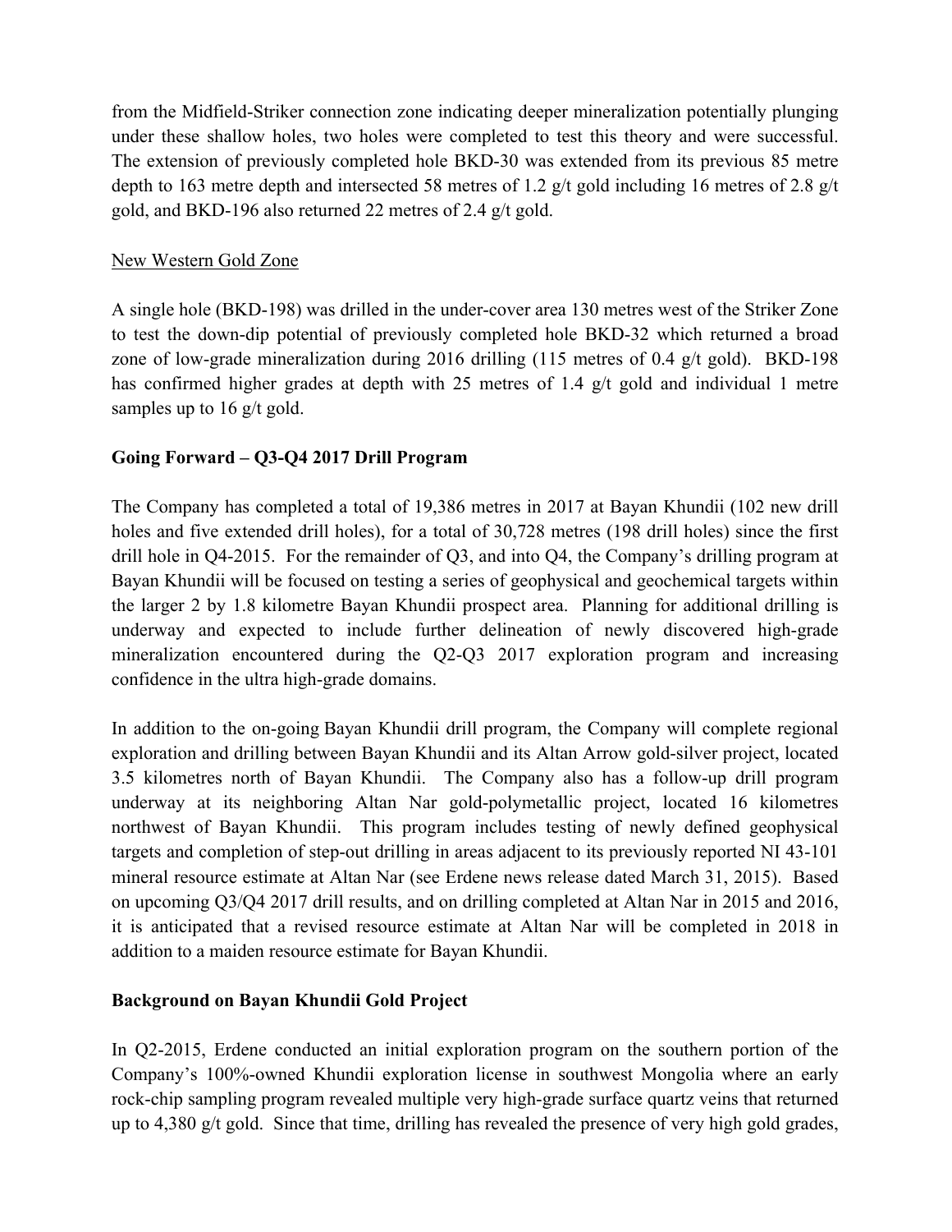from the Midfield-Striker connection zone indicating deeper mineralization potentially plunging under these shallow holes, two holes were completed to test this theory and were successful. The extension of previously completed hole BKD-30 was extended from its previous 85 metre depth to 163 metre depth and intersected 58 metres of 1.2 g/t gold including 16 metres of 2.8 g/t gold, and BKD-196 also returned 22 metres of 2.4 g/t gold.

<u>New Western Gold Zone</u>

A single hole (BKD-198) was drilled in the under-cover area 130 metres west of the Striker Zone to test the down-dip potential of previously completed hole BKD-32 which returned a broad zone of low-grade mineralization during 2016 drilling (115 metres of 0.4 g/t gold). BKD-198 has confirmed higher grades at depth with 25 metres of 1.4 g/t gold and individual 1 metre samples up to 16 g/t gold.

**Going Forward – Q3-Q4 2017 Drill Program**

The Company has completed a total of 19,386 metres in 2017 at Bayan Khundii (102 new drill holes and five extended drill holes), for a total of 30,728 metres (198 drill holes) since the first drill hole in Q4-2015. For the remainder of Q3, and into Q4, the Company's drilling program at Bayan Khundii will be focused on testing a series of geophysical and geochemical targets within the larger 2 by 1.8 kilometre Bayan Khundii prospect area. Planning for additional drilling is underway and expected to include further delineation of newly discovered high-grade mineralization encountered during the Q2-Q3 2017 exploration program and increasing confidence in the ultra high-grade domains.

In addition to the on-going Bayan Khundii drill program, the Company will complete regional exploration and drilling between Bayan Khundii and its Altan Arrow gold-silver project, located 3.5 kilometres north of Bayan Khundii. The Company also has a follow-up drill program underway at its neighboring Altan Nar gold-polymetallic project, located 16 kilometres northwest of Bayan Khundii. This program includes testing of newly defined geophysical targets and completion of step-out drilling in areas adjacent to its previously reported NI 43-101 mineral resource estimate at Altan Nar (see Erdene news release dated March 31, 2015). Based on upcoming Q3/Q4 2017 drill results, and on drilling completed at Altan Nar in 2015 and 2016, it is anticipated that a revised resource estimate at Altan Nar will be completed in 2018 in addition to a maiden resource estimate for Bayan Khundii.

**Background on Bayan Khundii Gold Project**

In Q2-2015, Erdene conducted an initial exploration program on the southern portion of the Company's 100%-owned Khundii exploration license in southwest Mongolia where an early rock-chip sampling program revealed multiple very high-grade surface quartz veins that returned up to 4,380 g/t gold. Since that time, drilling has revealed the presence of very high gold grades,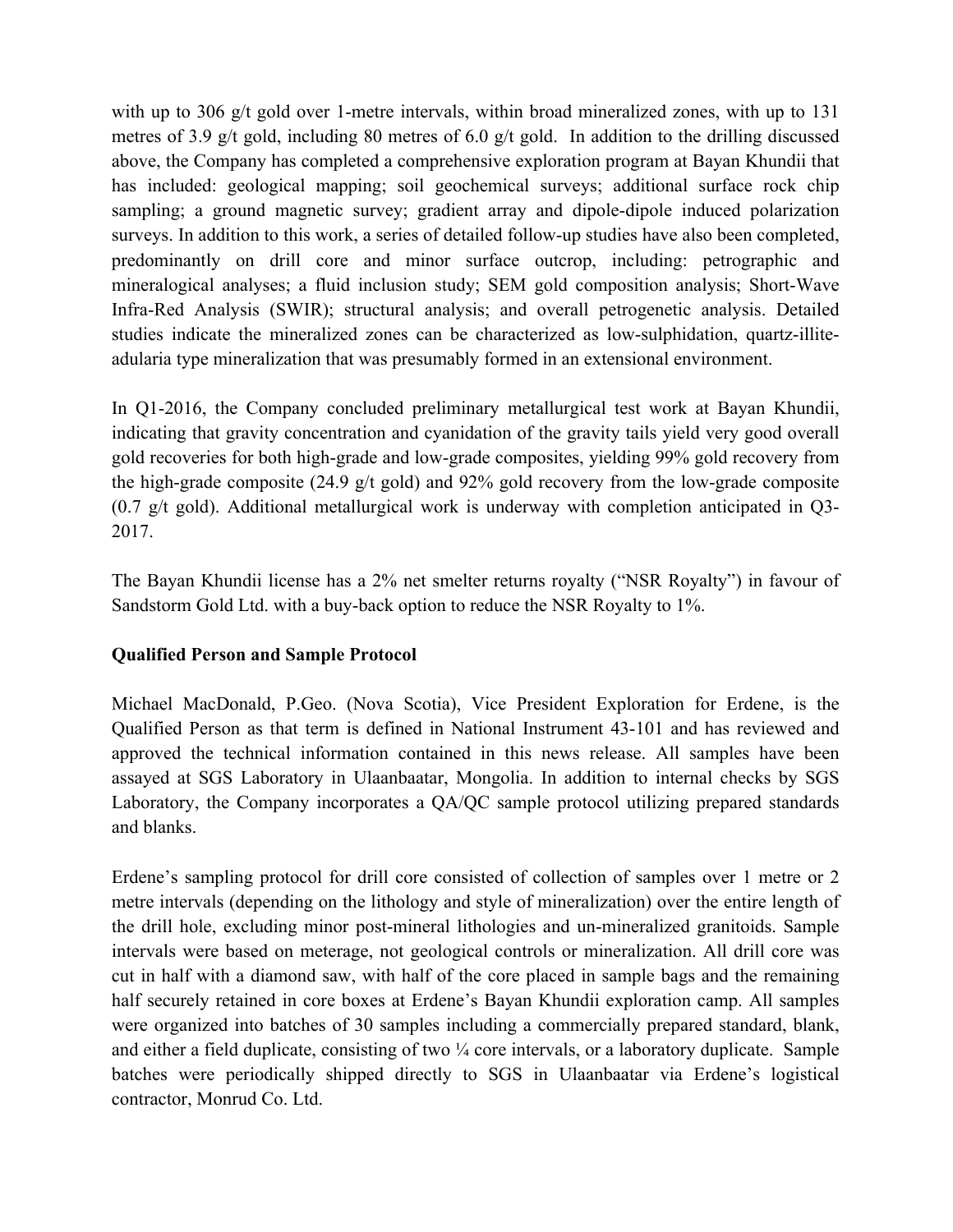with up to 306 g/t gold over 1-metre intervals, within broad mineralized zones, with up to 131 metres of 3.9 g/t gold, including 80 metres of 6.0 g/t gold. In addition to the drilling discussed above, the Company has completed a comprehensive exploration program at Bayan Khundii that has included: geological mapping; soil geochemical surveys; additional surface rock chip sampling; a ground magnetic survey; gradient array and dipole-dipole induced polarization surveys. In addition to this work, a series of detailed follow-up studies have also been completed, predominantly on drill core and minor surface outcrop, including: petrographic and mineralogical analyses; a fluid inclusion study; SEM gold composition analysis; Short-Wave Infra-Red Analysis (SWIR); structural analysis; and overall petrogenetic analysis. Detailed studies indicate the mineralized zones can be characterized as low-sulphidation, quartz-illite-adularia type mineralization that was presumably formed in an extensional environment.

In Q1-2016, the Company concluded preliminary metallurgical test work at Bayan Khundii, indicating that gravity concentration and cyanidation of the gravity tails yield very good overall gold recoveries for both high-grade and low-grade composites, yielding 99% gold recovery from the high-grade composite (24.9 g/t gold) and 92% gold recovery from the low-grade composite (0.7 g/t gold). Additional metallurgical work is underway with completion anticipated in Q3-2017.

The Bayan Khundii license has a 2% net smelter returns royalty ("NSR Royalty") in favour of Sandstorm Gold Ltd. with a buy-back option to reduce the NSR Royalty to 1%.

**Qualified Person and Sample Protocol**

Michael MacDonald, P.Geo. (Nova Scotia), Vice President Exploration for Erdene, is the Qualified Person as that term is defined in National Instrument 43-101 and has reviewed and approved the technical information contained in this news release. All samples have been assayed at SGS Laboratory in Ulaanbaatar, Mongolia. In addition to internal checks by SGS Laboratory, the Company incorporates a QA/QC sample protocol utilizing prepared standards and blanks.

Erdene's sampling protocol for drill core consisted of collection of samples over 1 metre or 2 metre intervals (depending on the lithology and style of mineralization) over the entire length of the drill hole, excluding minor post-mineral lithologies and un-mineralized granitoids. Sample intervals were based on meterage, not geological controls or mineralization. All drill core was cut in half with a diamond saw, with half of the core placed in sample bags and the remaining half securely retained in core boxes at Erdene's Bayan Khundii exploration camp. All samples were organized into batches of 30 samples including a commercially prepared standard, blank, and either a field duplicate, consisting of two ¼ core intervals, or a laboratory duplicate. Sample batches were periodically shipped directly to SGS in Ulaanbaatar via Erdene's logistical contractor, Monrud Co. Ltd.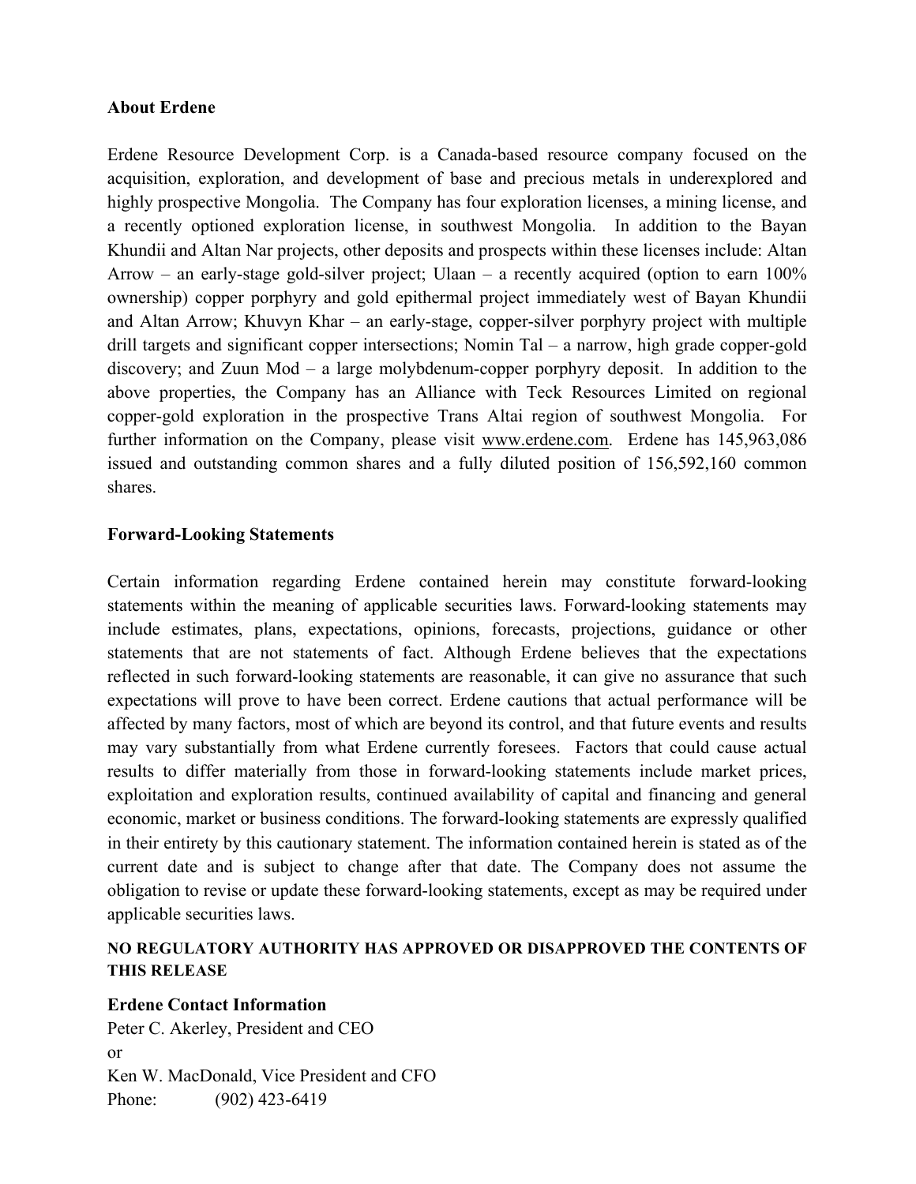## About Erdene

Erdene Resource Development Corp. is a Canada-based resource company focused on the acquisition, exploration, and development of base and precious metals in underexplored and highly prospective Mongolia. The Company has four exploration licenses, a mining license, and a recently optioned exploration license, in southwest Mongolia. In addition to the Bayan Khundii and Altan Nar projects, other deposits and prospects within these licenses include: Altan Arrow – an early-stage gold-silver project; Ulaan – a recently acquired (option to earn 100% ownership) copper porphyry and gold epithermal project immediately west of Bayan Khundii and Altan Arrow; Khuvyn Khar – an early-stage, copper-silver porphyry project with multiple drill targets and significant copper intersections; Nomin Tal – a narrow, high grade copper-gold discovery; and Zuun Mod – a large molybdenum-copper porphyry deposit. In addition to the above properties, the Company has an Alliance with Teck Resources Limited on regional copper-gold exploration in the prospective Trans Altai region of southwest Mongolia. For further information on the Company, please visit www.erdene.com. Erdene has 145,963,086 issued and outstanding common shares and a fully diluted position of 156,592,160 common shares.

## Forward-Looking Statements

Certain information regarding Erdene contained herein may constitute forward-looking statements within the meaning of applicable securities laws. Forward-looking statements may include estimates, plans, expectations, opinions, forecasts, projections, guidance or other statements that are not statements of fact. Although Erdene believes that the expectations reflected in such forward-looking statements are reasonable, it can give no assurance that such expectations will prove to have been correct. Erdene cautions that actual performance will be affected by many factors, most of which are beyond its control, and that future events and results may vary substantially from what Erdene currently foresees. Factors that could cause actual results to differ materially from those in forward-looking statements include market prices, exploitation and exploration results, continued availability of capital and financing and general economic, market or business conditions. The forward-looking statements are expressly qualified in their entirety by this cautionary statement. The information contained herein is stated as of the current date and is subject to change after that date. The Company does not assume the obligation to revise or update these forward-looking statements, except as may be required under applicable securities laws.

**NO REGULATORY AUTHORITY HAS APPROVED OR DISAPPROVED THE CONTENTS OF THIS RELEASE**

## Erdene Contact Information

Peter C. Akerley, President and CEO
or
Ken W. MacDonald, Vice President and CFO
Phone: (902) 423-6419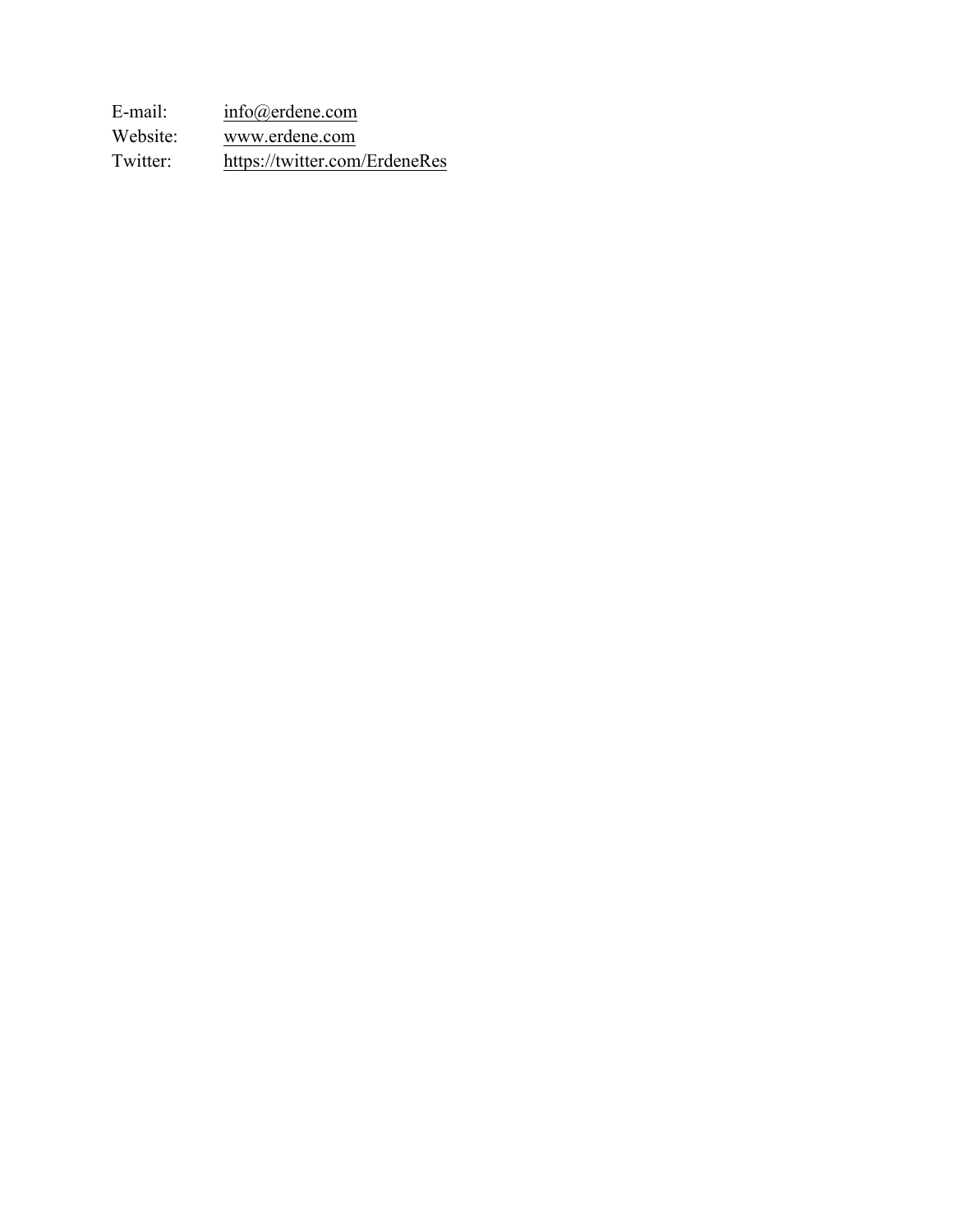| | |
|---|---|
| E-mail: | info@erdene.com |
| Website: | www.erdene.com |
| Twitter: | https://twitter.com/ErdeneRes |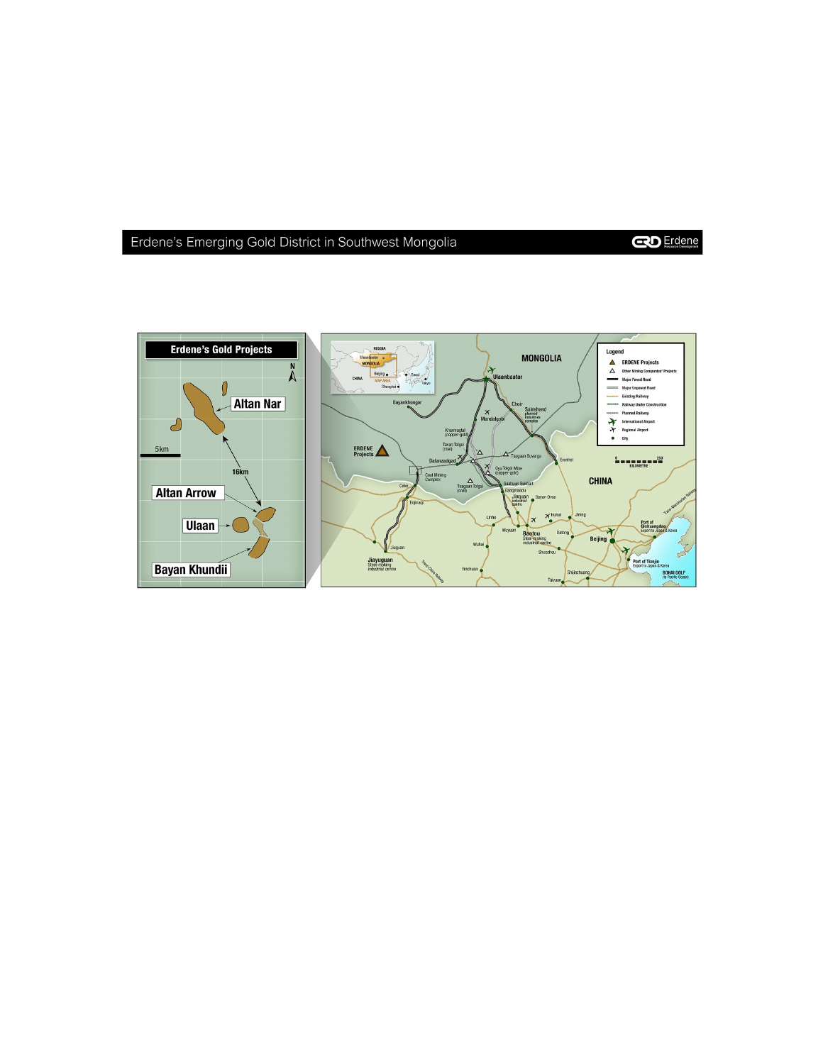## Erdene's Emerging Gold District in Southwest Mongolia

### Erdene's Gold Projects

- Altan Nar
- Altan Arrow
- Ulaan
- Bayan Khundii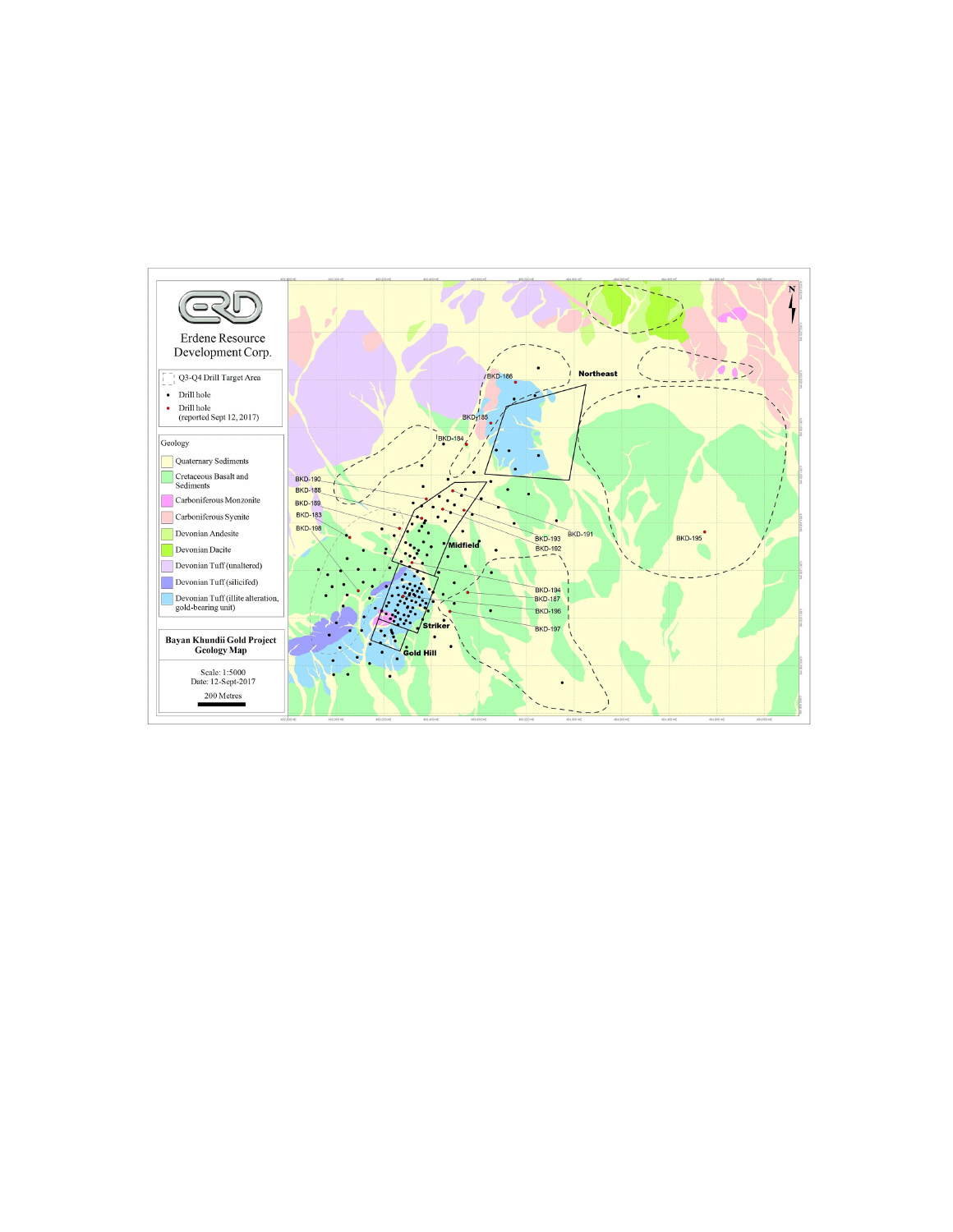Erdene Resource Development Corp.

Q3-Q4 Drill Target Area

Drill hole

Drill hole (reported Sept 12, 2017)

Geology

Quaternary Sediments

Cretaceous Basalt and Sediments

Carboniferous Monzonite

Carboniferous Syenite

Devonian Andesite

Devonian Dacite

Devonian Tuff (unaltered)

Devonian Tuff (silicifed)

Devonian Tuff (illite alteration, gold-bearing unit)

**Bayan Khundii Gold Project Geology Map**

Scale: 1:5000
Date: 12-Sept-2017

200 Metres

N

Northeast

Midfield

Striker

Gold Hill

BKD-186
BKD-185
BKD-184
BKD-190
BKD-188
BKD-189
BKD-183
BKD-198
BKD-191
BKD-193
BKD-192
BKD-195
BKD-194
BKD-187
BKD-196
BKD-197